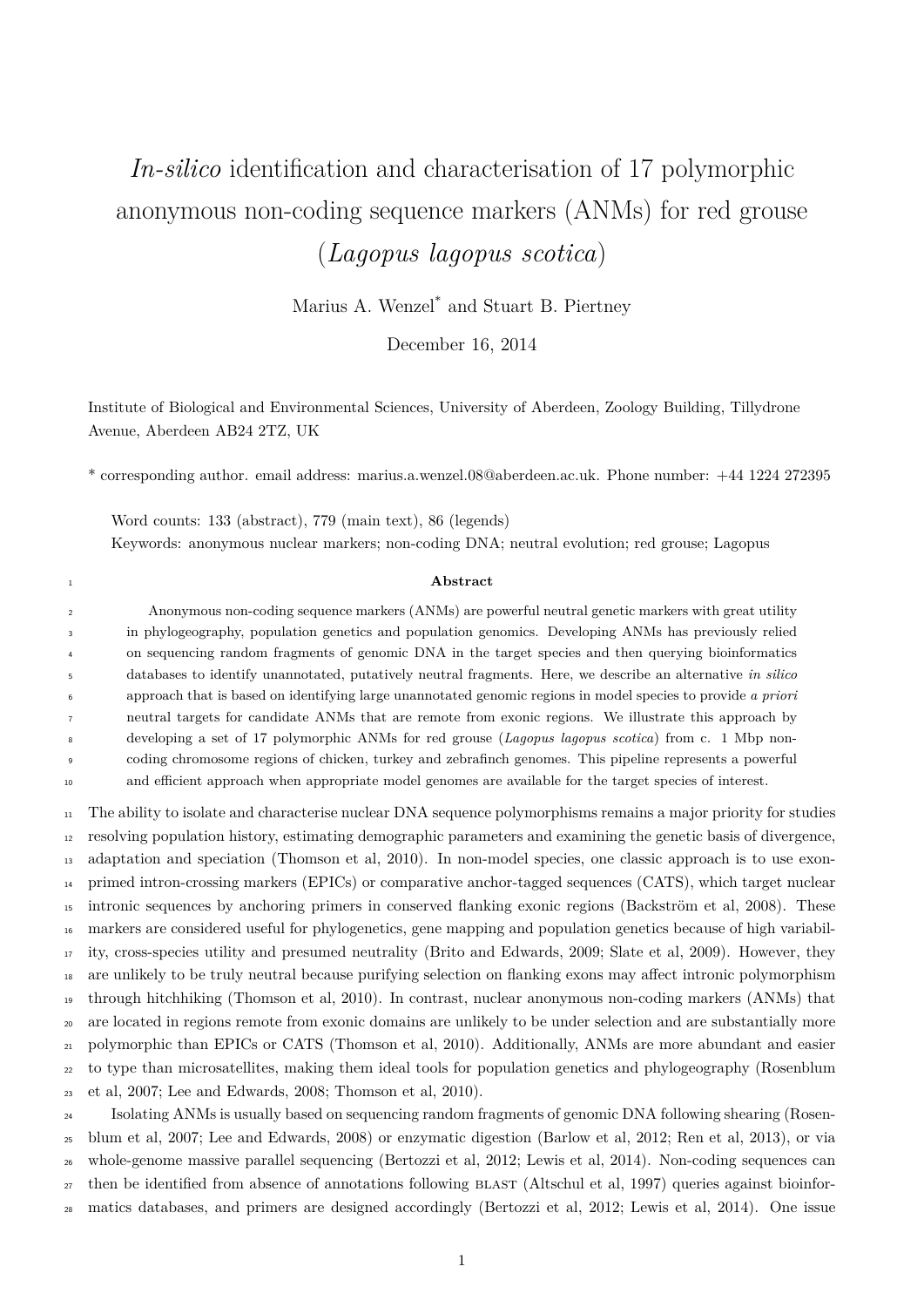# *In-silico* identification and characterisation of 17 polymorphic anonymous non-coding sequence markers (ANMs) for red grouse (*Lagopus lagopus scotica*)

Marius A. Wenzel[*] and Stuart B. Piertney

December 16, 2014

Institute of Biological and Environmental Sciences, University of Aberdeen, Zoology Building, Tillydrone Avenue, Aberdeen AB24 2TZ, UK

[*] corresponding author. email address: marius.a.wenzel.08@aberdeen.ac.uk. Phone number: +44 1224 272395

Word counts: 133 (abstract), 779 (main text), 86 (legends)

Keywords: anonymous nuclear markers; non-coding DNA; neutral evolution; red grouse; Lagopus

**Abstract**

Anonymous non-coding sequence markers (ANMs) are powerful neutral genetic markers with great utility in phylogeography, population genetics and population genomics. Developing ANMs has previously relied on sequencing random fragments of genomic DNA in the target species and then querying bioinformatics databases to identify unannotated, putatively neutral fragments. Here, we describe an alternative *in silico* approach that is based on identifying large unannotated genomic regions in model species to provide *a priori* neutral targets for candidate ANMs that are remote from exonic regions. We illustrate this approach by developing a set of 17 polymorphic ANMs for red grouse (*Lagopus lagopus scotica*) from c. 1 Mbp non-coding chromosome regions of chicken, turkey and zebrafinch genomes. This pipeline represents a powerful and efficient approach when appropriate model genomes are available for the target species of interest.

The ability to isolate and characterise nuclear DNA sequence polymorphisms remains a major priority for studies resolving population history, estimating demographic parameters and examining the genetic basis of divergence, adaptation and speciation (Thomson et al, 2010). In non-model species, one classic approach is to use exon-primed intron-crossing markers (EPICs) or comparative anchor-tagged sequences (CATS), which target nuclear intronic sequences by anchoring primers in conserved flanking exonic regions (Backström et al, 2008). These markers are considered useful for phylogenetics, gene mapping and population genetics because of high variability, cross-species utility and presumed neutrality (Brito and Edwards, 2009; Slate et al, 2009). However, they are unlikely to be truly neutral because purifying selection on flanking exons may affect intronic polymorphism through hitchhiking (Thomson et al, 2010). In contrast, nuclear anonymous non-coding markers (ANMs) that are located in regions remote from exonic domains are unlikely to be under selection and are substantially more polymorphic than EPICs or CATS (Thomson et al, 2010). Additionally, ANMs are more abundant and easier to type than microsatellites, making them ideal tools for population genetics and phylogeography (Rosenblum et al, 2007; Lee and Edwards, 2008; Thomson et al, 2010).

Isolating ANMs is usually based on sequencing random fragments of genomic DNA following shearing (Rosenblum et al, 2007; Lee and Edwards, 2008) or enzymatic digestion (Barlow et al, 2012; Ren et al, 2013), or via whole-genome massive parallel sequencing (Bertozzi et al, 2012; Lewis et al, 2014). Non-coding sequences can then be identified from absence of annotations following BLAST (Altschul et al, 1997) queries against bioinformatics databases, and primers are designed accordingly (Bertozzi et al, 2012; Lewis et al, 2014). One issue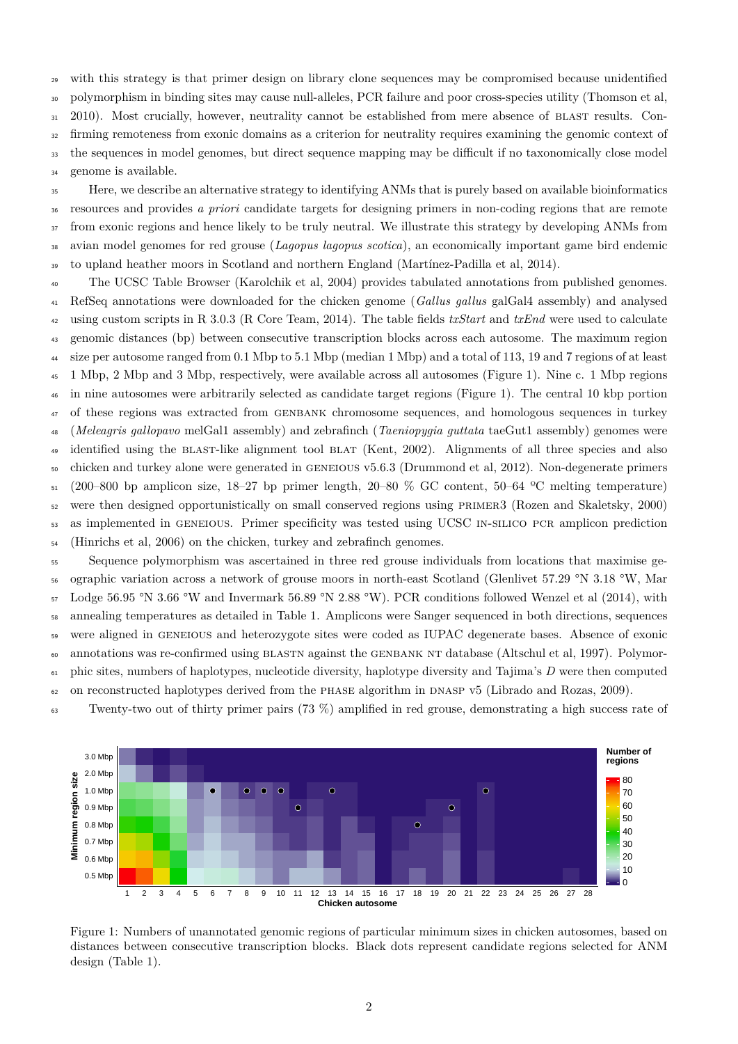with this strategy is that primer design on library clone sequences may be compromised because unidentified polymorphism in binding sites may cause null-alleles, PCR failure and poor cross-species utility (Thomson et al, 2010). Most crucially, however, neutrality cannot be established from mere absence of BLAST results. Confirming remoteness from exonic domains as a criterion for neutrality requires examining the genomic context of the sequences in model genomes, but direct sequence mapping may be difficult if no taxonomically close model genome is available.

Here, we describe an alternative strategy to identifying ANMs that is purely based on available bioinformatics resources and provides *a priori* candidate targets for designing primers in non-coding regions that are remote from exonic regions and hence likely to be truly neutral. We illustrate this strategy by developing ANMs from avian model genomes for red grouse (*Lagopus lagopus scotica*), an economically important game bird endemic to upland heather moors in Scotland and northern England (Martínez-Padilla et al, 2014).

The UCSC Table Browser (Karolchik et al, 2004) provides tabulated annotations from published genomes. RefSeq annotations were downloaded for the chicken genome (*Gallus gallus* galGal4 assembly) and analysed using custom scripts in R 3.0.3 (R Core Team, 2014). The table fields *txStart* and *txEnd* were used to calculate genomic distances (bp) between consecutive transcription blocks across each autosome. The maximum region size per autosome ranged from 0.1 Mbp to 5.1 Mbp (median 1 Mbp) and a total of 113, 19 and 7 regions of at least 1 Mbp, 2 Mbp and 3 Mbp, respectively, were available across all autosomes (Figure 1). Nine c. 1 Mbp regions in nine autosomes were arbitrarily selected as candidate target regions (Figure 1). The central 10 kbp portion of these regions was extracted from GENBANK chromosome sequences, and homologous sequences in turkey (*Meleagris gallopavo* melGal1 assembly) and zebrafinch (*Taeniopygia guttata* taeGut1 assembly) genomes were identified using the BLAST-like alignment tool BLAT (Kent, 2002). Alignments of all three species and also chicken and turkey alone were generated in GENEIOUS v5.6.3 (Drummond et al, 2012). Non-degenerate primers (200–800 bp amplicon size, 18–27 bp primer length, 20–80 % GC content, 50–64 ºC melting temperature) were then designed opportunistically on small conserved regions using PRIMER3 (Rozen and Skaletsky, 2000) as implemented in GENEIOUS. Primer specificity was tested using UCSC IN-SILICO PCR amplicon prediction (Hinrichs et al, 2006) on the chicken, turkey and zebrafinch genomes.

Sequence polymorphism was ascertained in three red grouse individuals from locations that maximise geographic variation across a network of grouse moors in north-east Scotland (Glenlivet 57.29 °N 3.18 °W, Mar Lodge 56.95 °N 3.66 °W and Invermark 56.89 °N 2.88 °W). PCR conditions followed Wenzel et al (2014), with annealing temperatures as detailed in Table 1. Amplicons were Sanger sequenced in both directions, sequences were aligned in GENEIOUS and heterozygote sites were coded as IUPAC degenerate bases. Absence of exonic annotations was re-confirmed using BLASTN against the GENBANK NT database (Altschul et al, 1997). Polymorphic sites, numbers of haplotypes, nucleotide diversity, haplotype diversity and Tajima's $D$ were then computed on reconstructed haplotypes derived from the PHASE algorithm in DNASP v5 (Librado and Rozas, 2009).

Twenty-two out of thirty primer pairs (73 %) amplified in red grouse, demonstrating a high success rate of

Minimum region size
3.0 Mbp
2.0 Mbp
1.0 Mbp
0.9 Mbp
0.8 Mbp
0.7 Mbp
0.6 Mbp
0.5 Mbp
1 2 3 4 5 6 7 8 9 10 11 12 13 14 15 16 17 18 19 20 21 22 23 24 25 26 27 28
Chicken autosome
Number of regions
80
70
60
50
40
30
20
10
0

Figure 1: Numbers of unannotated genomic regions of particular minimum sizes in chicken autosomes, based on distances between consecutive transcription blocks. Black dots represent candidate regions selected for ANM design (Table 1).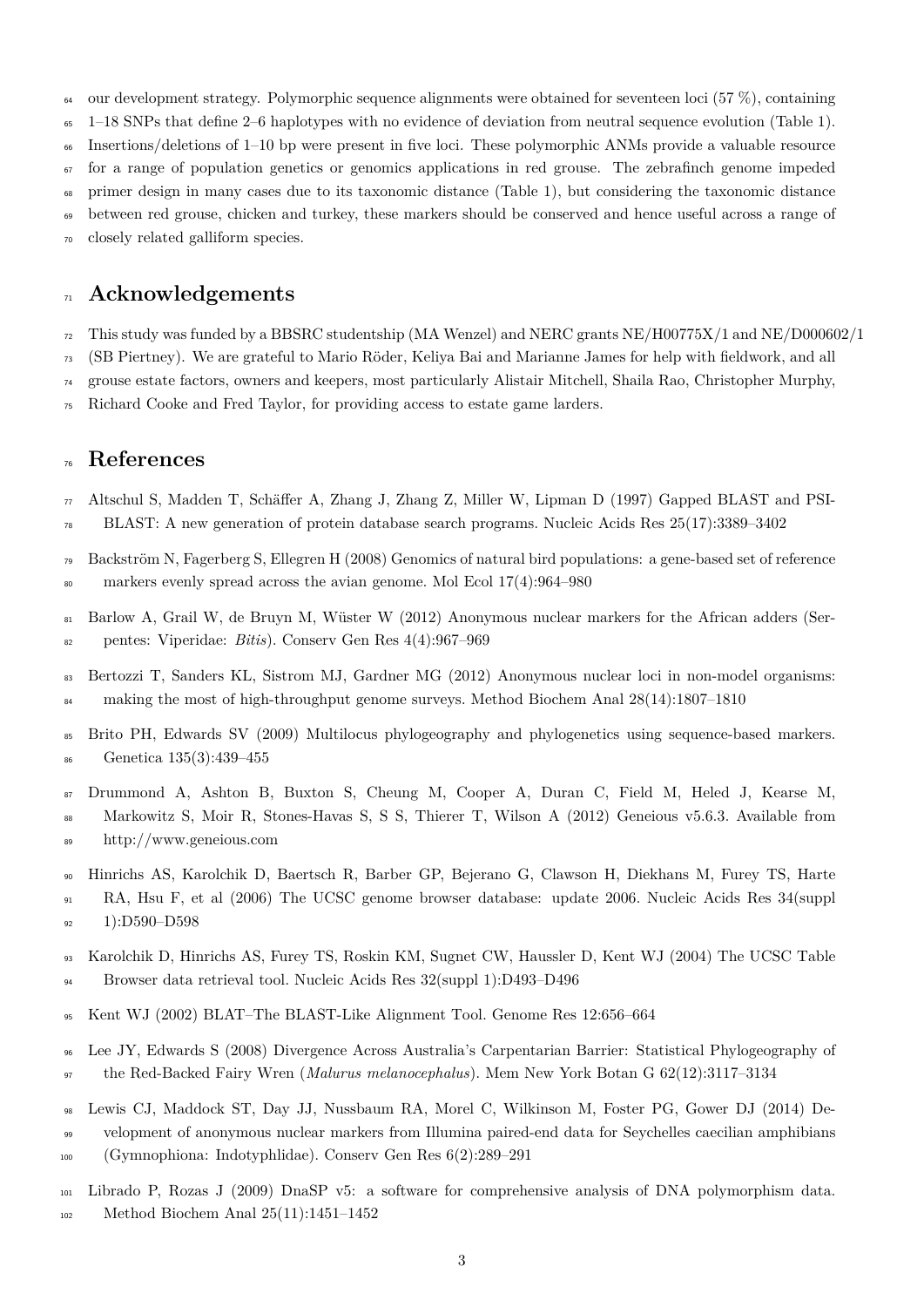our development strategy. Polymorphic sequence alignments were obtained for seventeen loci (57 %), containing 1–18 SNPs that define 2–6 haplotypes with no evidence of deviation from neutral sequence evolution (Table 1). Insertions/deletions of 1–10 bp were present in five loci. These polymorphic ANMs provide a valuable resource for a range of population genetics or genomics applications in red grouse. The zebrafinch genome impeded primer design in many cases due to its taxonomic distance (Table 1), but considering the taxonomic distance between red grouse, chicken and turkey, these markers should be conserved and hence useful across a range of closely related galliform species.

# Acknowledgements

This study was funded by a BBSRC studentship (MA Wenzel) and NERC grants NE/H00775X/1 and NE/D000602/1 (SB Piertney). We are grateful to Mario Röder, Keliya Bai and Marianne James for help with fieldwork, and all grouse estate factors, owners and keepers, most particularly Alistair Mitchell, Shaila Rao, Christopher Murphy, Richard Cooke and Fred Taylor, for providing access to estate game larders.

# References

Altschul S, Madden T, Schäffer A, Zhang J, Zhang Z, Miller W, Lipman D (1997) Gapped BLAST and PSI-BLAST: A new generation of protein database search programs. Nucleic Acids Res 25(17):3389–3402

Backström N, Fagerberg S, Ellegren H (2008) Genomics of natural bird populations: a gene-based set of reference markers evenly spread across the avian genome. Mol Ecol 17(4):964–980

Barlow A, Grail W, de Bruyn M, Wüster W (2012) Anonymous nuclear markers for the African adders (Serpentes: Viperidae: *Bitis*). Conserv Gen Res 4(4):967–969

Bertozzi T, Sanders KL, Sistrom MJ, Gardner MG (2012) Anonymous nuclear loci in non-model organisms: making the most of high-throughput genome surveys. Method Biochem Anal 28(14):1807–1810

Brito PH, Edwards SV (2009) Multilocus phylogeography and phylogenetics using sequence-based markers. Genetica 135(3):439–455

Drummond A, Ashton B, Buxton S, Cheung M, Cooper A, Duran C, Field M, Heled J, Kearse M, Markowitz S, Moir R, Stones-Havas S, S S, Thierer T, Wilson A (2012) Geneious v5.6.3. Available from http://www.geneious.com

Hinrichs AS, Karolchik D, Baertsch R, Barber GP, Bejerano G, Clawson H, Diekhans M, Furey TS, Harte RA, Hsu F, et al (2006) The UCSC genome browser database: update 2006. Nucleic Acids Res 34(suppl 1):D590–D598

Karolchik D, Hinrichs AS, Furey TS, Roskin KM, Sugnet CW, Haussler D, Kent WJ (2004) The UCSC Table Browser data retrieval tool. Nucleic Acids Res 32(suppl 1):D493–D496

Kent WJ (2002) BLAT–The BLAST-Like Alignment Tool. Genome Res 12:656–664

Lee JY, Edwards S (2008) Divergence Across Australia's Carpentarian Barrier: Statistical Phylogeography of the Red-Backed Fairy Wren (*Malurus melanocephalus*). Mem New York Botan G 62(12):3117–3134

Lewis CJ, Maddock ST, Day JJ, Nussbaum RA, Morel C, Wilkinson M, Foster PG, Gower DJ (2014) Development of anonymous nuclear markers from Illumina paired-end data for Seychelles caecilian amphibians (Gymnophiona: Indotyphlidae). Conserv Gen Res 6(2):289–291

Librado P, Rozas J (2009) DnaSP v5: a software for comprehensive analysis of DNA polymorphism data. Method Biochem Anal 25(11):1451–1452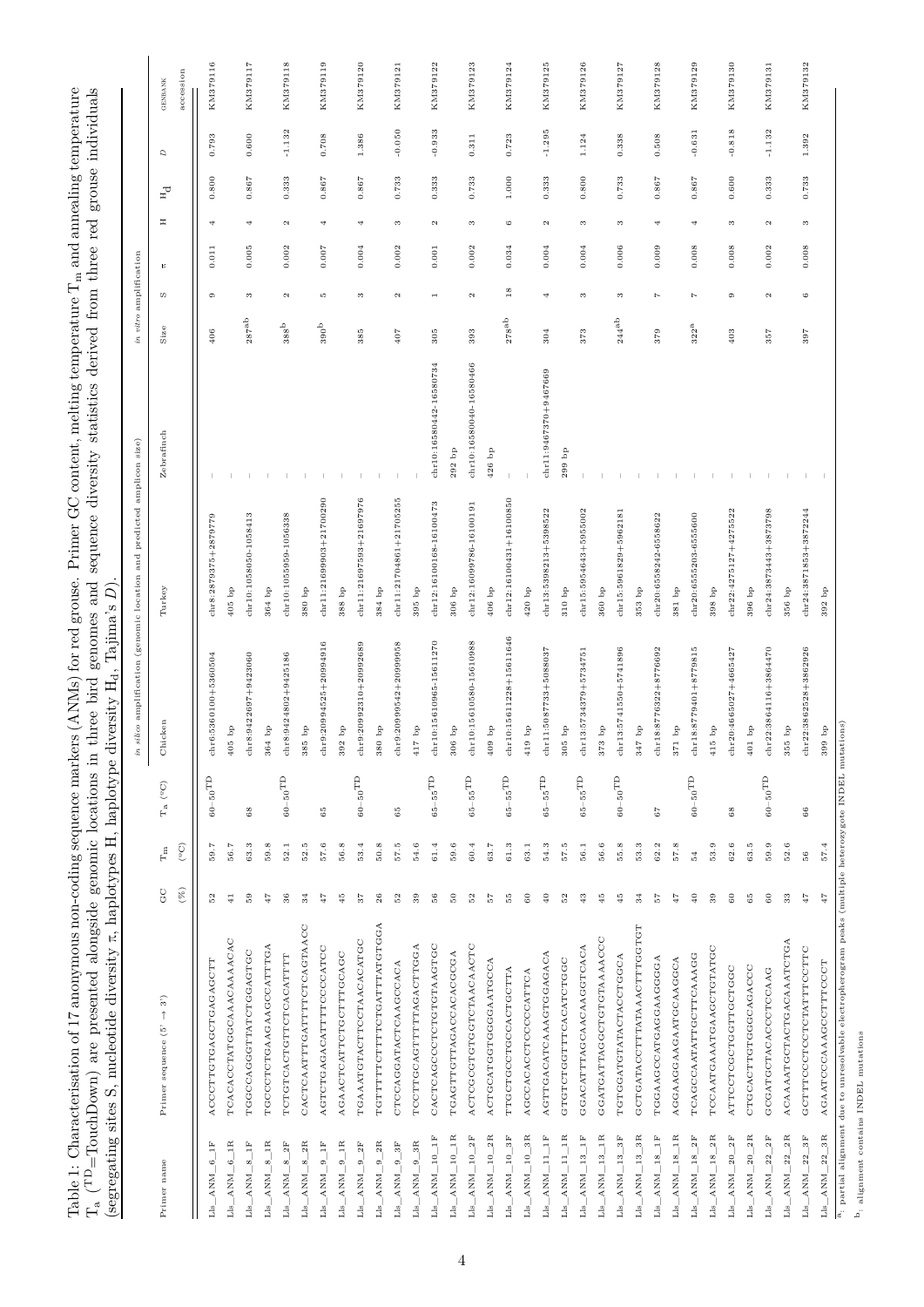Table 1: Characterisation of 17 anonymous non-coding sequence markers (ANMs) for red grouse. Primer GC content, melting temperature $T_m$ and annealing temperature $T_a$ (TD=TouchDown) are presented alongside genomic locations in three bird genomes and sequence diversity statistics derived from three red grouse individuals (segregating sites S, nucleotide diversity $\pi$, haplotypes H, haplotype diversity $H_d$, Tajima's D).

| Primer name | Primer sequence (5' → 3') | GC (%) | $T_m$ (°C) | $T_a$ (°C) | *in silico* amplification (genomic location and predicted amplicon size) | | | *in vitro* amplification | | | | | | GENBANK accession |
|---|---|---|---|---|---|---|---|---|---|---|---|---|---|---|
| | | | | | Chicken | Turkey | Zebrafinch | Size | S | π | H | $H_d$ | D | |
| Lls_ANM_6_1F | ACCCTTGTGAGCTGAGAGCTT | 52 | 59.7 | 60–50[TD] | chr6:5360100+5360504 | chr8:2879375+2879779 | – | 406 | 9 | 0.011 | 4 | 0.800 | 0.793 | KM379116 |
| Lls_ANM_6_1R | TCACACCTATGGCAAACAAAACAC | 41 | 56.7 | | 405 bp | 405 bp | – | | | | | | | |
| Lls_ANM_8_1F | TGGCCAGGGTTATCTGGAGTGC | 59 | 63.3 | 68 | chr8:9422697+9423060 | chr10:1058050-1058413 | – | 287[ab] | 3 | 0.005 | 4 | 0.867 | 0.600 | KM379117 |
| Lls_ANM_8_1R | TGCCCTCTGAAGAAGGCATTTGA | 47 | 59.8 | | 364 bp | 364 bp | – | | | | | | | |
| Lls_ANM_8_2F | TCTGTCACTGTTCTCACATTTT | 36 | 52.1 | 60–50[TD] | chr8:9424802+9425186 | chr10:1055959-1056338 | – | 388[b] | 2 | 0.002 | 2 | 0.333 | -1.132 | KM379118 |
| Lls_ANM_8_2R | CACTCAATTTGATTTTCTCAGTAACC | 34 | 52.5 | | 385 bp | 380 bp | – | | | | | | | |
| Lls_ANM_9_1F | AGTCTGACACATTTTCCCCATCC | 47 | 57.6 | 65 | chr9:20994525+20994916 | chr11:21699903+21700290 | – | 390[b] | 5 | 0.007 | 4 | 0.867 | 0.708 | KM379119 |
| Lls_ANM_9_1R | AGAACTCATTCTGCTTTGCAGC | 45 | 56.8 | | 392 bp | 388 bp | – | | | | | | | |
| Lls_ANM_9_2F | TGAAATGTACTTCCTAACACATGC | 37 | 53.4 | 60–50[TD] | chr9:20992310+20992689 | chr11:21697593+21697976 | – | 385 | 3 | 0.004 | 4 | 0.867 | 1.386 | KM379120 |
| Lls_ANM_9_2R | TGTTTTTCTTTTCTGATTTATGTGGA | 26 | 50.8 | | 380 bp | 384 bp | – | | | | | | | |
| Lls_ANM_9_3F | CTCCAGGATACTCAAGCCACA | 52 | 57.5 | 65 | chr9:20999542+20999958 | chr11:21704861+21705255 | – | 407 | 2 | 0.002 | 3 | 0.733 | -0.050 | KM379121 |
| Lls_ANM_9_3R | TCCTTGCAGTTTTTAGACTTGGA | 39 | 54.6 | | 417 bp | 395 bp | – | | | | | | | |
| Lls_ANM_10_1F | CACTCAGCCCTCTGTGTAAGTGC | 56 | 61.4 | 65–55[TD] | chr10:15610965-15611270 | chr12:16100168-16100473 | chr10:16580442-16580734 | 305 | 1 | 0.001 | 2 | 0.333 | -0.933 | KM379122 |
| Lls_ANM_10_1R | TGAGTTGTTAGACCACACGCGA | 50 | 59.6 | | 306 bp | 306 bp | 292 bp | | | | | | | |
| Lls_ANM_10_2F | ACTCGCGTGTGGTCTAACAACTC | 52 | 60.4 | 65–55[TD] | chr10:15610580-15610988 | chr12:16099786-16100191 | chr10:16580040-16580466 | 393 | 2 | 0.002 | 3 | 0.733 | 0.311 | KM379123 |
| Lls_ANM_10_2R | ACTGCATGGTGGGGAATGCCA | 57 | 63.7 | | 409 bp | 406 bp | 426 bp | | | | | | | |
| Lls_ANM_10_3F | TTGCTGCCTGCCACTGCTTA | 55 | 61.3 | 65–55[TD] | chr10:15611228+15611646 | chr12:16100431+16100850 | – | 278[ab] | 18 | 0.034 | 6 | 1.000 | 0.723 | KM379124 |
| Lls_ANM_10_3R | AGCCACACCTCCCCCATTCA | 60 | 63.1 | | 419 bp | 420 bp | – | | | | | | | |
| Lls_ANM_11_1F | AGTTGACATCAAAGTGGAGACA | 40 | 54.3 | 65–55[TD] | chr11:5087733+5088037 | chr13:5398213+5398522 | chr11:9467370+9467669 | 304 | 4 | 0.004 | 2 | 0.333 | -1.295 | KM379125 |
| Lls_ANM_11_1R | GTGTCTGGTTTCACATCTGGC | 52 | 57.5 | | 305 bp | 310 bp | 299 bp | | | | | | | |
| Lls_ANM_13_1F | GGACATTTAGCAACAAGGTCACA | 43 | 56.1 | 65–55[TD] | chr13:5734379+5734751 | chr15:5954643+5955002 | – | 373 | 3 | 0.004 | 3 | 0.800 | 1.124 | KM379126 |
| Lls_ANM_13_1R | GGATGATTAGGCTGTGTAAAACCC | 45 | 56.6 | | 373 bp | 360 bp | – | | | | | | | |
| Lls_ANM_13_3F | TGTGGATGTATACTACCTGGCA | 45 | 55.8 | 60–50[TD] | chr13:5741550+5741896 | chr15:5961829+5962181 | – | 244[ab] | 3 | 0.006 | 3 | 0.733 | 0.338 | KM379127 |
| Lls_ANM_13_3R | GCTGATACCTTTATAAACTTTGGTGT | 34 | 53.3 | | 347 bp | 353 bp | – | | | | | | | |
| Lls_ANM_18_1F | TGGAAGCCATGAGGAAGGGGA | 57 | 62.2 | 67 | chr18:8776322+8776692 | chr20:6558242-6558622 | – | 379 | 7 | 0.009 | 4 | 0.867 | 0.508 | KM379128 |
| Lls_ANM_18_1R | AGGAAGGAAGAATGCAAGGCA | 47 | 57.8 | | 371 bp | 381 bp | – | | | | | | | |
| Lls_ANM_18_2F | TCAGCCAATATTGCTTCAAAGG | 40 | 54 | 60–50[TD] | chr18:8779401+8779815 | chr20:6555203-6555600 | – | 322[a] | 7 | 0.008 | 4 | 0.867 | -0.631 | KM379129 |
| Lls_ANM_18_2R | TCCAATGAAATGAAGCTGTATGC | 39 | 53.9 | | 415 bp | 398 bp | – | | | | | | | |
| Lls_ANM_20_2F | ATTCCTCGCTGGTTGCTGGC | 60 | 62.6 | 68 | chr20:4665027+4665427 | chr22:4275127+4275522 | – | 403 | 9 | 0.008 | 3 | 0.600 | -0.818 | KM379130 |
| Lls_ANM_20_2R | CTGCACTTGTGGGCAGACCC | 65 | 63.5 | | 401 bp | 396 bp | – | | | | | | | |
| Lls_ANM_22_2F | GCGATGCTACACCCTCCAAG | 60 | 59.9 | 60–50[TD] | chr22:3864116+3864470 | chr24:3873443+3873798 | – | 357 | 2 | 0.002 | 2 | 0.333 | -1.132 | KM379131 |
| Lls_ANM_22_2R | ACAAAATGCTACTGACAAATCTGA | 33 | 52.6 | | 355 bp | 356 bp | – | | | | | | | |
| Lls_ANM_22_3F | GCTTTCCCTCCTCTATTTCCTTC | 47 | 56 | 66 | chr22:3862528+3862926 | chr24:3871853+3872244 | – | 397 | 6 | 0.008 | 3 | 0.733 | 1.392 | KM379132 |
| Lls_ANM_22_3R | AGAATCCCAAAGCCTTTCCCT | 47 | 57.4 | | 399 bp | 392 bp | – | | | | | | | |

[a], partial alignment due to unresolvable electropherogram peaks (multiple heterozygote INDEL mutations)

[b], alignment contains INDEL mutations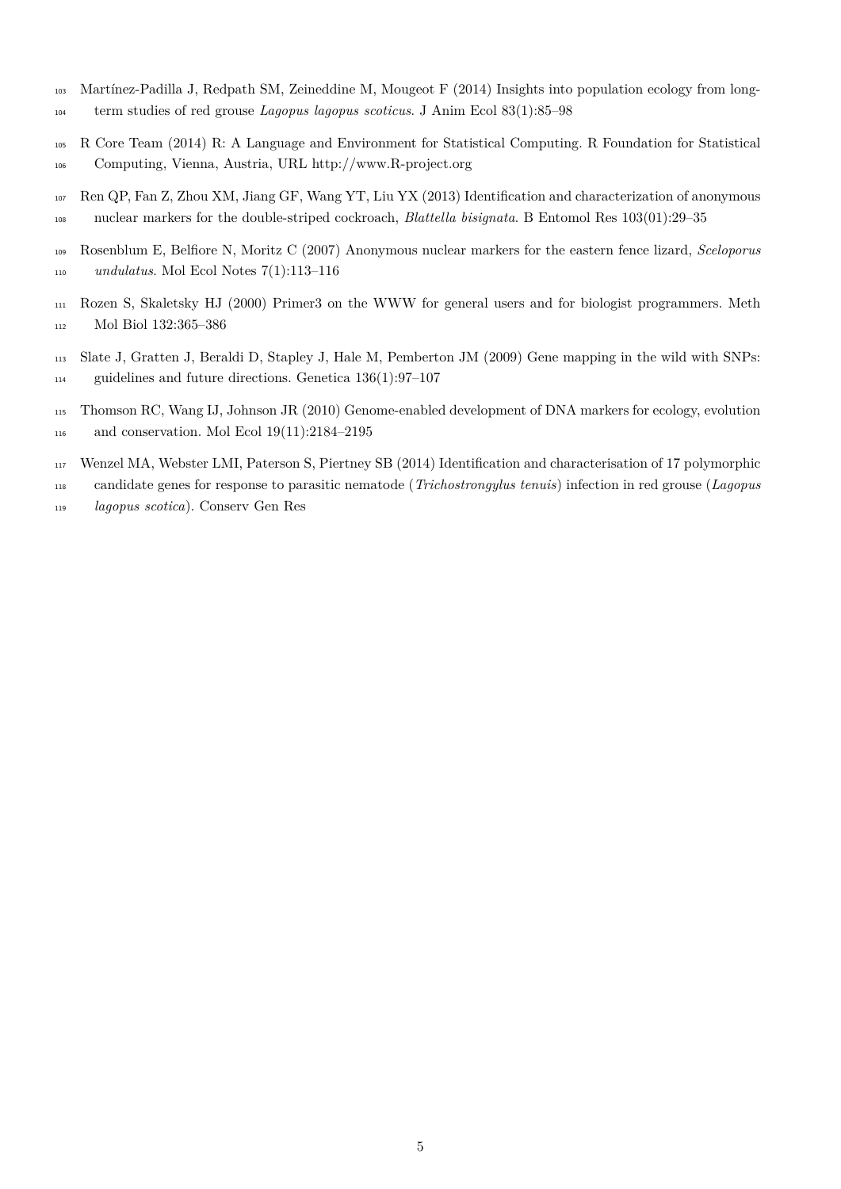Martínez-Padilla J, Redpath SM, Zeineddine M, Mougeot F (2014) Insights into population ecology from long-term studies of red grouse *Lagopus lagopus scoticus*. J Anim Ecol 83(1):85–98

R Core Team (2014) R: A Language and Environment for Statistical Computing. R Foundation for Statistical Computing, Vienna, Austria, URL http://www.R-project.org

Ren QP, Fan Z, Zhou XM, Jiang GF, Wang YT, Liu YX (2013) Identification and characterization of anonymous nuclear markers for the double-striped cockroach, *Blattella bisignata*. B Entomol Res 103(01):29–35

Rosenblum E, Belfiore N, Moritz C (2007) Anonymous nuclear markers for the eastern fence lizard, *Sceloporus undulatus*. Mol Ecol Notes 7(1):113–116

Rozen S, Skaletsky HJ (2000) Primer3 on the WWW for general users and for biologist programmers. Meth Mol Biol 132:365–386

Slate J, Gratten J, Beraldi D, Stapley J, Hale M, Pemberton JM (2009) Gene mapping in the wild with SNPs: guidelines and future directions. Genetica 136(1):97–107

Thomson RC, Wang IJ, Johnson JR (2010) Genome-enabled development of DNA markers for ecology, evolution and conservation. Mol Ecol 19(11):2184–2195

Wenzel MA, Webster LMI, Paterson S, Piertney SB (2014) Identification and characterisation of 17 polymorphic candidate genes for response to parasitic nematode (*Trichostrongylus tenuis*) infection in red grouse (*Lagopus lagopus scotica*). Conserv Gen Res